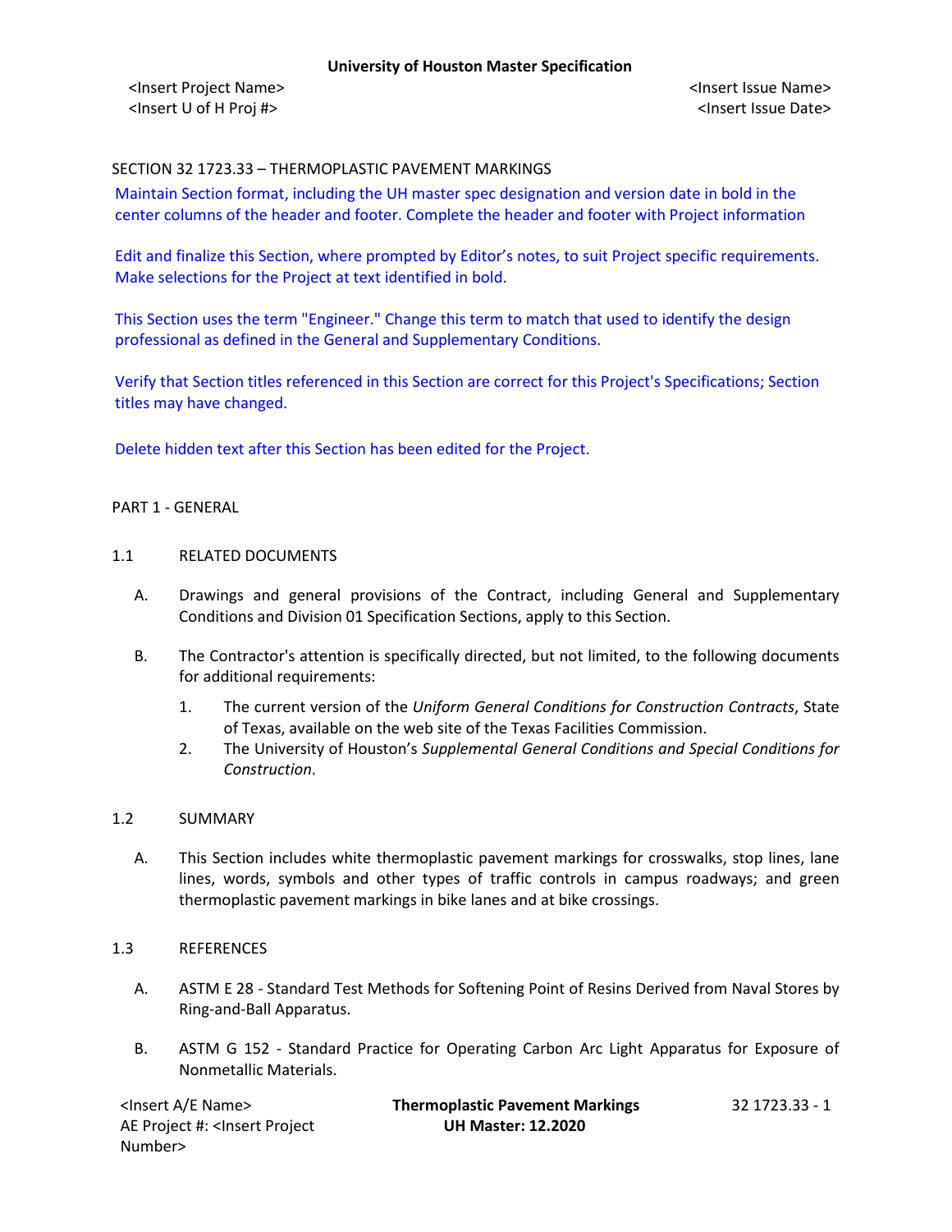SECTION 32 1723.33 – THERMOPLASTIC PAVEMENT MARKINGS

Maintain Section format, including the UH master spec designation and version date in bold in the center columns of the header and footer. Complete the header and footer with Project information

Edit and finalize this Section, where prompted by Editor's notes, to suit Project specific requirements. Make selections for the Project at text identified in bold.

This Section uses the term "Engineer." Change this term to match that used to identify the design professional as defined in the General and Supplementary Conditions.

Verify that Section titles referenced in this Section are correct for this Project's Specifications; Section titles may have changed.

Delete hidden text after this Section has been edited for the Project.

## PART 1 - GENERAL

### 1.1 RELATED DOCUMENTS

A. Drawings and general provisions of the Contract, including General and Supplementary Conditions and Division 01 Specification Sections, apply to this Section.

B. The Contractor's attention is specifically directed, but not limited, to the following documents for additional requirements:

1. The current version of the *Uniform General Conditions for Construction Contracts*, State of Texas, available on the web site of the Texas Facilities Commission.
2. The University of Houston's *Supplemental General Conditions and Special Conditions for Construction*.

### 1.2 SUMMARY

A. This Section includes white thermoplastic pavement markings for crosswalks, stop lines, lane lines, words, symbols and other types of traffic controls in campus roadways; and green thermoplastic pavement markings in bike lanes and at bike crossings.

### 1.3 REFERENCES

A. ASTM E 28 - Standard Test Methods for Softening Point of Resins Derived from Naval Stores by Ring-and-Ball Apparatus.

B. ASTM G 152 - Standard Practice for Operating Carbon Arc Light Apparatus for Exposure of Nonmetallic Materials.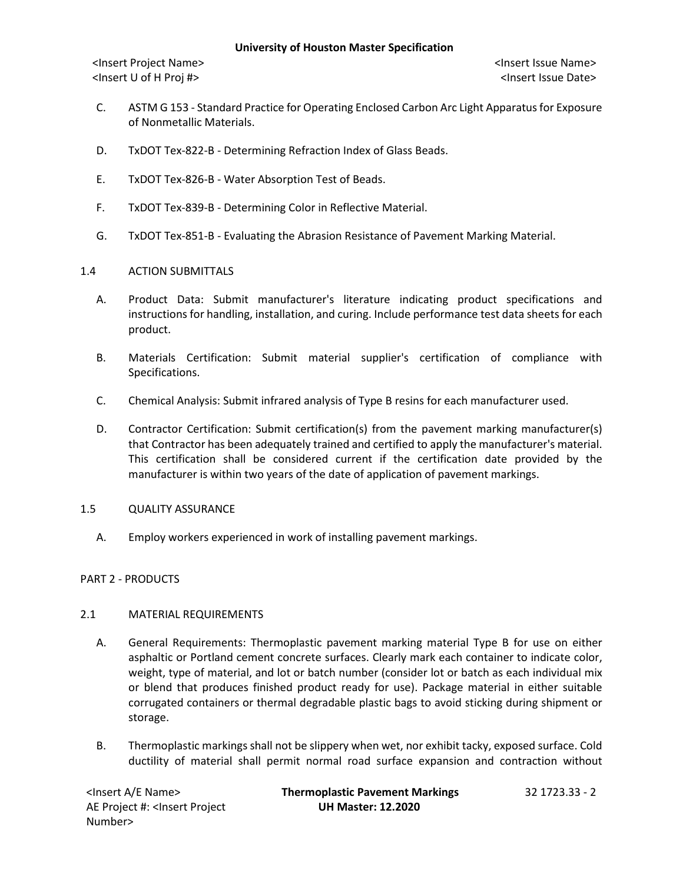C. ASTM G 153 - Standard Practice for Operating Enclosed Carbon Arc Light Apparatus for Exposure of Nonmetallic Materials.

D. TxDOT Tex-822-B - Determining Refraction Index of Glass Beads.

E. TxDOT Tex-826-B - Water Absorption Test of Beads.

F. TxDOT Tex-839-B - Determining Color in Reflective Material.

G. TxDOT Tex-851-B - Evaluating the Abrasion Resistance of Pavement Marking Material.

## 1.4 ACTION SUBMITTALS

A. Product Data: Submit manufacturer's literature indicating product specifications and instructions for handling, installation, and curing. Include performance test data sheets for each product.

B. Materials Certification: Submit material supplier's certification of compliance with Specifications.

C. Chemical Analysis: Submit infrared analysis of Type B resins for each manufacturer used.

D. Contractor Certification: Submit certification(s) from the pavement marking manufacturer(s) that Contractor has been adequately trained and certified to apply the manufacturer's material. This certification shall be considered current if the certification date provided by the manufacturer is within two years of the date of application of pavement markings.

## 1.5 QUALITY ASSURANCE

A. Employ workers experienced in work of installing pavement markings.

# PART 2 - PRODUCTS

## 2.1 MATERIAL REQUIREMENTS

A. General Requirements: Thermoplastic pavement marking material Type B for use on either asphaltic or Portland cement concrete surfaces. Clearly mark each container to indicate color, weight, type of material, and lot or batch number (consider lot or batch as each individual mix or blend that produces finished product ready for use). Package material in either suitable corrugated containers or thermal degradable plastic bags to avoid sticking during shipment or storage.

B. Thermoplastic markings shall not be slippery when wet, nor exhibit tacky, exposed surface. Cold ductility of material shall permit normal road surface expansion and contraction without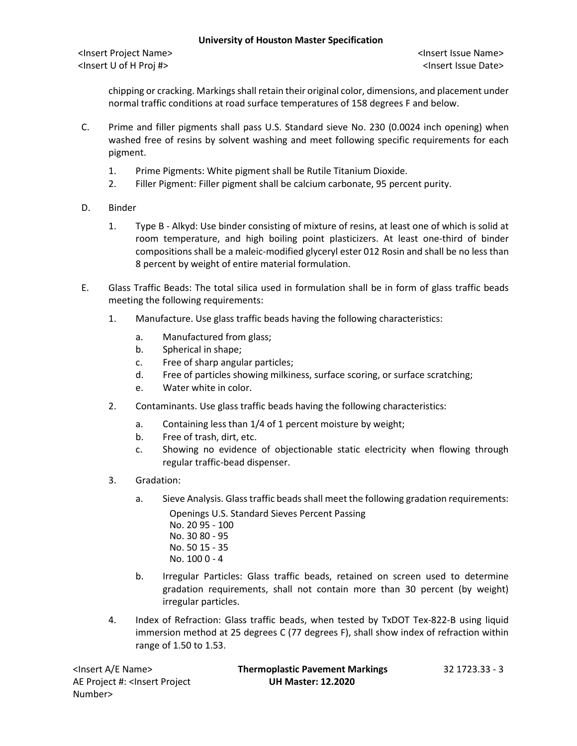chipping or cracking. Markings shall retain their original color, dimensions, and placement under normal traffic conditions at road surface temperatures of 158 degrees F and below.

C. Prime and filler pigments shall pass U.S. Standard sieve No. 230 (0.0024 inch opening) when washed free of resins by solvent washing and meet following specific requirements for each pigment.

1. Prime Pigments: White pigment shall be Rutile Titanium Dioxide.
2. Filler Pigment: Filler pigment shall be calcium carbonate, 95 percent purity.

D. Binder

1. Type B - Alkyd: Use binder consisting of mixture of resins, at least one of which is solid at room temperature, and high boiling point plasticizers. At least one-third of binder compositions shall be a maleic-modified glyceryl ester 012 Rosin and shall be no less than 8 percent by weight of entire material formulation.

E. Glass Traffic Beads: The total silica used in formulation shall be in form of glass traffic beads meeting the following requirements:

1. Manufacture. Use glass traffic beads having the following characteristics:
   a. Manufactured from glass;
   b. Spherical in shape;
   c. Free of sharp angular particles;
   d. Free of particles showing milkiness, surface scoring, or surface scratching;
   e. Water white in color.

2. Contaminants. Use glass traffic beads having the following characteristics:
   a. Containing less than 1/4 of 1 percent moisture by weight;
   b. Free of trash, dirt, etc.
   c. Showing no evidence of objectionable static electricity when flowing through regular traffic-bead dispenser.

3. Gradation:
   a. Sieve Analysis. Glass traffic beads shall meet the following gradation requirements:

| Openings U.S. Standard Sieves | Percent Passing |
|---|---|
| No. 20 | 95 - 100 |
| No. 30 | 80 - 95 |
| No. 50 | 15 - 35 |
| No. 100 | 0 - 4 |

   b. Irregular Particles: Glass traffic beads, retained on screen used to determine gradation requirements, shall not contain more than 30 percent (by weight) irregular particles.

4. Index of Refraction: Glass traffic beads, when tested by TxDOT Tex-822-B using liquid immersion method at 25 degrees C (77 degrees F), shall show index of refraction within range of 1.50 to 1.53.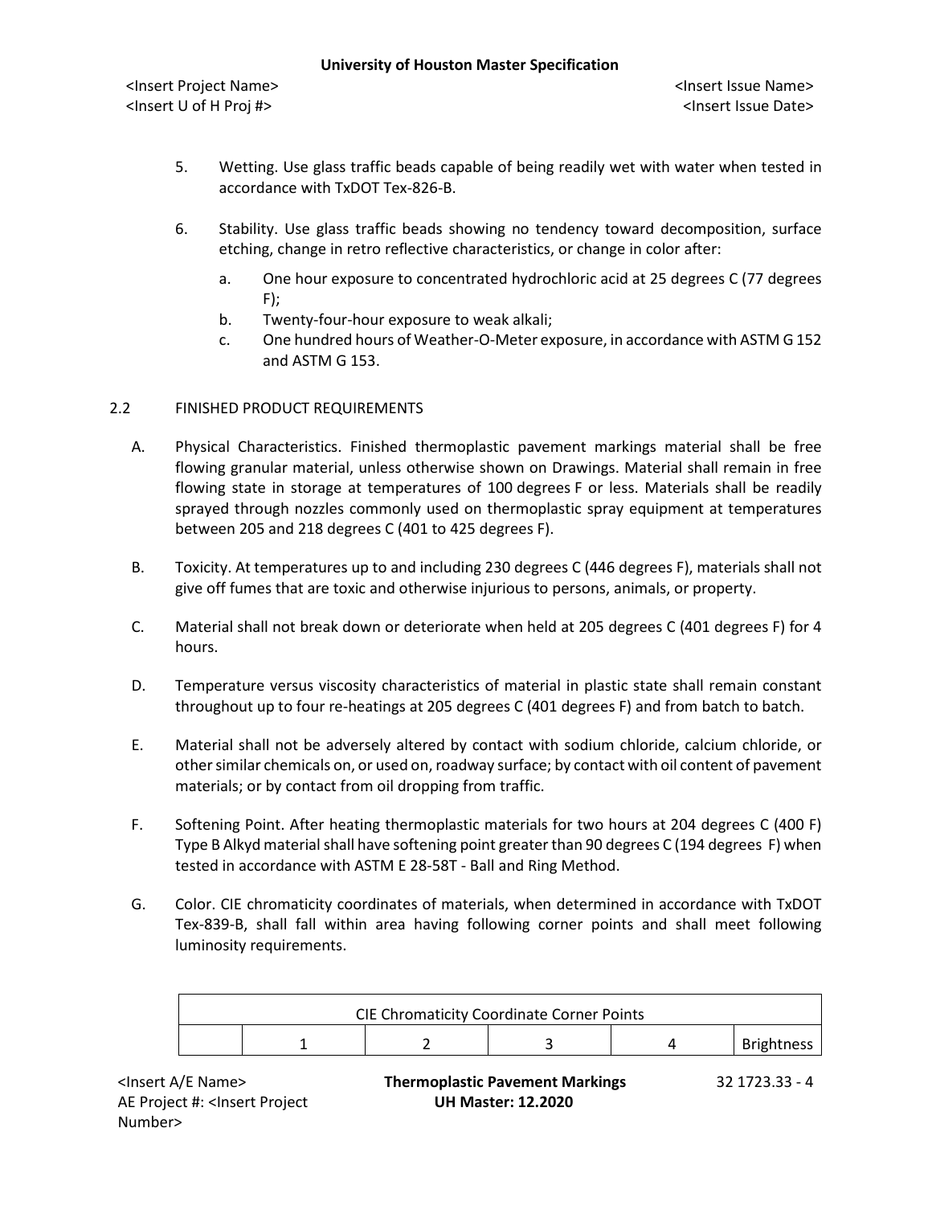5. Wetting. Use glass traffic beads capable of being readily wet with water when tested in accordance with TxDOT Tex-826-B.

6. Stability. Use glass traffic beads showing no tendency toward decomposition, surface etching, change in retro reflective characteristics, or change in color after:

   a. One hour exposure to concentrated hydrochloric acid at 25 degrees C (77 degrees F);
   b. Twenty-four-hour exposure to weak alkali;
   c. One hundred hours of Weather-O-Meter exposure, in accordance with ASTM G 152 and ASTM G 153.

## 2.2 FINISHED PRODUCT REQUIREMENTS

A. Physical Characteristics. Finished thermoplastic pavement markings material shall be free flowing granular material, unless otherwise shown on Drawings. Material shall remain in free flowing state in storage at temperatures of 100 degrees F or less. Materials shall be readily sprayed through nozzles commonly used on thermoplastic spray equipment at temperatures between 205 and 218 degrees C (401 to 425 degrees F).

B. Toxicity. At temperatures up to and including 230 degrees C (446 degrees F), materials shall not give off fumes that are toxic and otherwise injurious to persons, animals, or property.

C. Material shall not break down or deteriorate when held at 205 degrees C (401 degrees F) for 4 hours.

D. Temperature versus viscosity characteristics of material in plastic state shall remain constant throughout up to four re-heatings at 205 degrees C (401 degrees F) and from batch to batch.

E. Material shall not be adversely altered by contact with sodium chloride, calcium chloride, or other similar chemicals on, or used on, roadway surface; by contact with oil content of pavement materials; or by contact from oil dropping from traffic.

F. Softening Point. After heating thermoplastic materials for two hours at 204 degrees C (400 F) Type B Alkyd material shall have softening point greater than 90 degrees C (194 degrees F) when tested in accordance with ASTM E 28-58T - Ball and Ring Method.

G. Color. CIE chromaticity coordinates of materials, when determined in accordance with TxDOT Tex-839-B, shall fall within area having following corner points and shall meet following luminosity requirements.

| CIE Chromaticity Coordinate Corner Points | | | | | |
|---|---|---|---|---|---|
| | 1 | 2 | 3 | 4 | Brightness |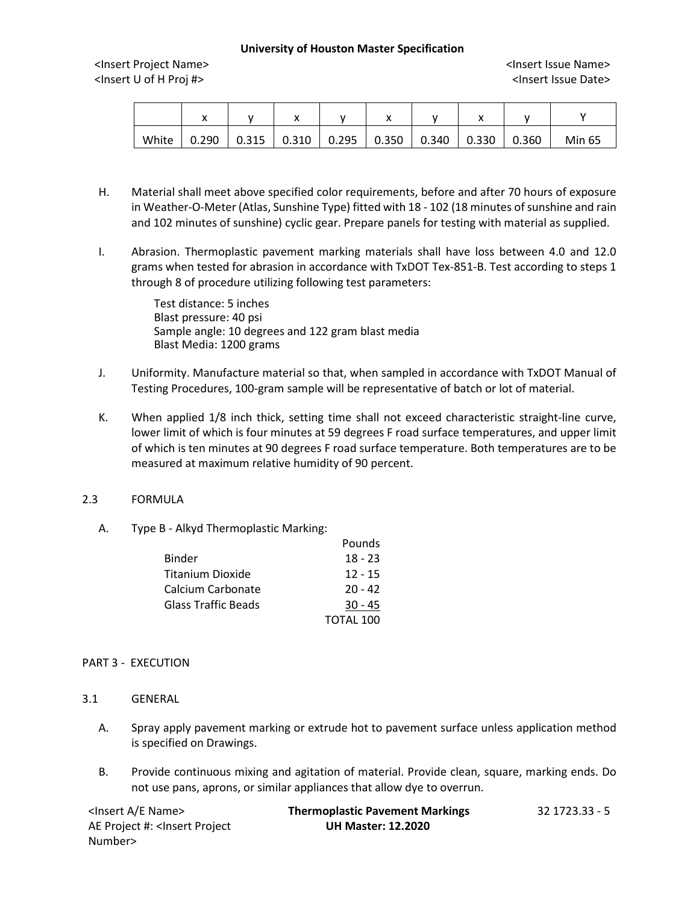|  | x | y | x | y | x | y | x | y | Y |
|---|---|---|---|---|---|---|---|---|---|
| White | 0.290 | 0.315 | 0.310 | 0.295 | 0.350 | 0.340 | 0.330 | 0.360 | Min 65 |

H. Material shall meet above specified color requirements, before and after 70 hours of exposure in Weather-O-Meter (Atlas, Sunshine Type) fitted with 18 - 102 (18 minutes of sunshine and rain and 102 minutes of sunshine) cyclic gear. Prepare panels for testing with material as supplied.

I. Abrasion. Thermoplastic pavement marking materials shall have loss between 4.0 and 12.0 grams when tested for abrasion in accordance with TxDOT Tex-851-B. Test according to steps 1 through 8 of procedure utilizing following test parameters:

   Test distance: 5 inches
   Blast pressure: 40 psi
   Sample angle: 10 degrees and 122 gram blast media
   Blast Media: 1200 grams

J. Uniformity. Manufacture material so that, when sampled in accordance with TxDOT Manual of Testing Procedures, 100-gram sample will be representative of batch or lot of material.

K. When applied 1/8 inch thick, setting time shall not exceed characteristic straight-line curve, lower limit of which is four minutes at 59 degrees F road surface temperatures, and upper limit of which is ten minutes at 90 degrees F road surface temperature. Both temperatures are to be measured at maximum relative humidity of 90 percent.

## 2.3 FORMULA

A. Type B - Alkyd Thermoplastic Marking:

|  | Pounds |
|---|---|
| Binder | 18 - 23 |
| Titanium Dioxide | 12 - 15 |
| Calcium Carbonate | 20 - 42 |
| Glass Traffic Beads | 30 - 45 |
|  | TOTAL 100 |

# PART 3 - EXECUTION

## 3.1 GENERAL

A. Spray apply pavement marking or extrude hot to pavement surface unless application method is specified on Drawings.

B. Provide continuous mixing and agitation of material. Provide clean, square, marking ends. Do not use pans, aprons, or similar appliances that allow dye to overrun.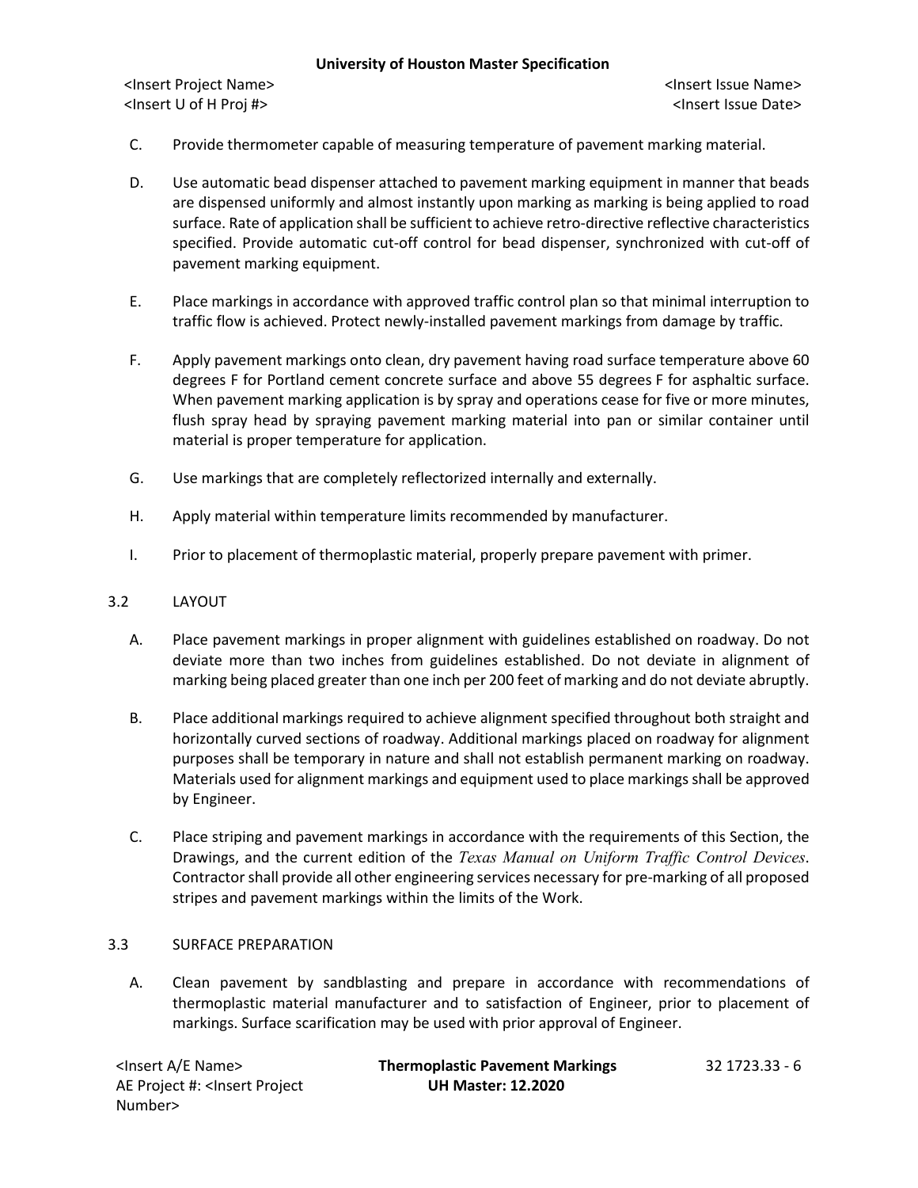C. Provide thermometer capable of measuring temperature of pavement marking material.

D. Use automatic bead dispenser attached to pavement marking equipment in manner that beads are dispensed uniformly and almost instantly upon marking as marking is being applied to road surface. Rate of application shall be sufficient to achieve retro-directive reflective characteristics specified. Provide automatic cut-off control for bead dispenser, synchronized with cut-off of pavement marking equipment.

E. Place markings in accordance with approved traffic control plan so that minimal interruption to traffic flow is achieved. Protect newly-installed pavement markings from damage by traffic.

F. Apply pavement markings onto clean, dry pavement having road surface temperature above 60 degrees F for Portland cement concrete surface and above 55 degrees F for asphaltic surface. When pavement marking application is by spray and operations cease for five or more minutes, flush spray head by spraying pavement marking material into pan or similar container until material is proper temperature for application.

G. Use markings that are completely reflectorized internally and externally.

H. Apply material within temperature limits recommended by manufacturer.

I. Prior to placement of thermoplastic material, properly prepare pavement with primer.

## 3.2 LAYOUT

A. Place pavement markings in proper alignment with guidelines established on roadway. Do not deviate more than two inches from guidelines established. Do not deviate in alignment of marking being placed greater than one inch per 200 feet of marking and do not deviate abruptly.

B. Place additional markings required to achieve alignment specified throughout both straight and horizontally curved sections of roadway. Additional markings placed on roadway for alignment purposes shall be temporary in nature and shall not establish permanent marking on roadway. Materials used for alignment markings and equipment used to place markings shall be approved by Engineer.

C. Place striping and pavement markings in accordance with the requirements of this Section, the Drawings, and the current edition of the *Texas Manual on Uniform Traffic Control Devices*. Contractor shall provide all other engineering services necessary for pre-marking of all proposed stripes and pavement markings within the limits of the Work.

## 3.3 SURFACE PREPARATION

A. Clean pavement by sandblasting and prepare in accordance with recommendations of thermoplastic material manufacturer and to satisfaction of Engineer, prior to placement of markings. Surface scarification may be used with prior approval of Engineer.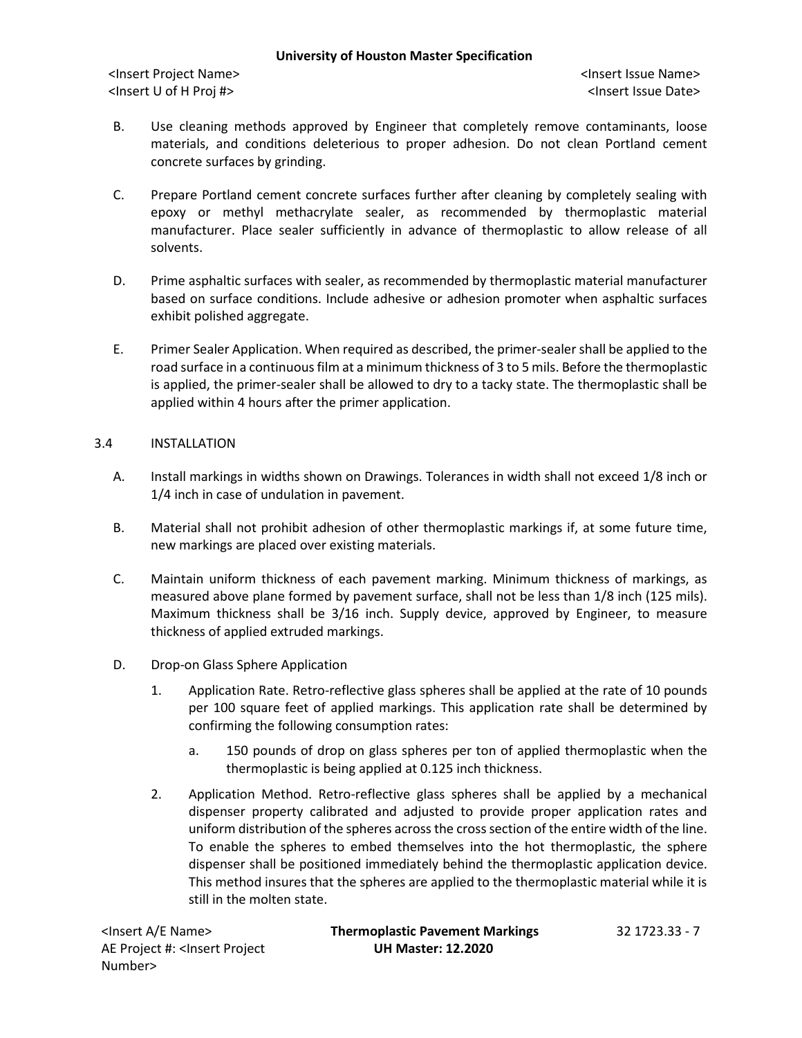B. Use cleaning methods approved by Engineer that completely remove contaminants, loose materials, and conditions deleterious to proper adhesion. Do not clean Portland cement concrete surfaces by grinding.

C. Prepare Portland cement concrete surfaces further after cleaning by completely sealing with epoxy or methyl methacrylate sealer, as recommended by thermoplastic material manufacturer. Place sealer sufficiently in advance of thermoplastic to allow release of all solvents.

D. Prime asphaltic surfaces with sealer, as recommended by thermoplastic material manufacturer based on surface conditions. Include adhesive or adhesion promoter when asphaltic surfaces exhibit polished aggregate.

E. Primer Sealer Application. When required as described, the primer-sealer shall be applied to the road surface in a continuous film at a minimum thickness of 3 to 5 mils. Before the thermoplastic is applied, the primer-sealer shall be allowed to dry to a tacky state. The thermoplastic shall be applied within 4 hours after the primer application.

## 3.4 INSTALLATION

A. Install markings in widths shown on Drawings. Tolerances in width shall not exceed 1/8 inch or 1/4 inch in case of undulation in pavement.

B. Material shall not prohibit adhesion of other thermoplastic markings if, at some future time, new markings are placed over existing materials.

C. Maintain uniform thickness of each pavement marking. Minimum thickness of markings, as measured above plane formed by pavement surface, shall not be less than 1/8 inch (125 mils). Maximum thickness shall be 3/16 inch. Supply device, approved by Engineer, to measure thickness of applied extruded markings.

D. Drop-on Glass Sphere Application

1. Application Rate. Retro-reflective glass spheres shall be applied at the rate of 10 pounds per 100 square feet of applied markings. This application rate shall be determined by confirming the following consumption rates:

   a. 150 pounds of drop on glass spheres per ton of applied thermoplastic when the thermoplastic is being applied at 0.125 inch thickness.

2. Application Method. Retro-reflective glass spheres shall be applied by a mechanical dispenser property calibrated and adjusted to provide proper application rates and uniform distribution of the spheres across the cross section of the entire width of the line. To enable the spheres to embed themselves into the hot thermoplastic, the sphere dispenser shall be positioned immediately behind the thermoplastic application device. This method insures that the spheres are applied to the thermoplastic material while it is still in the molten state.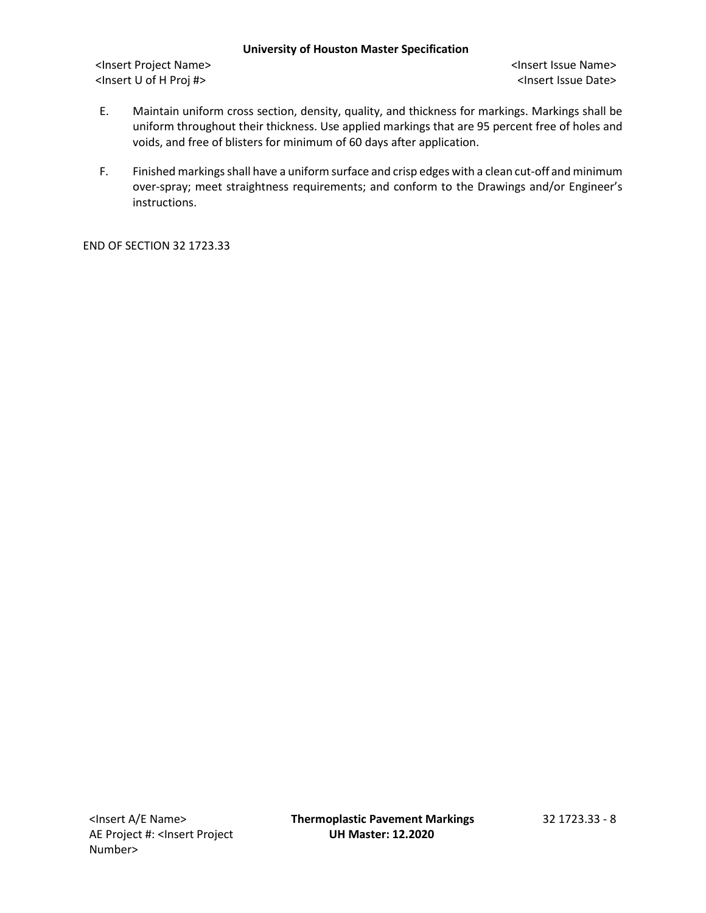E. Maintain uniform cross section, density, quality, and thickness for markings. Markings shall be uniform throughout their thickness. Use applied markings that are 95 percent free of holes and voids, and free of blisters for minimum of 60 days after application.

F. Finished markings shall have a uniform surface and crisp edges with a clean cut-off and minimum over-spray; meet straightness requirements; and conform to the Drawings and/or Engineer's instructions.

END OF SECTION 32 1723.33